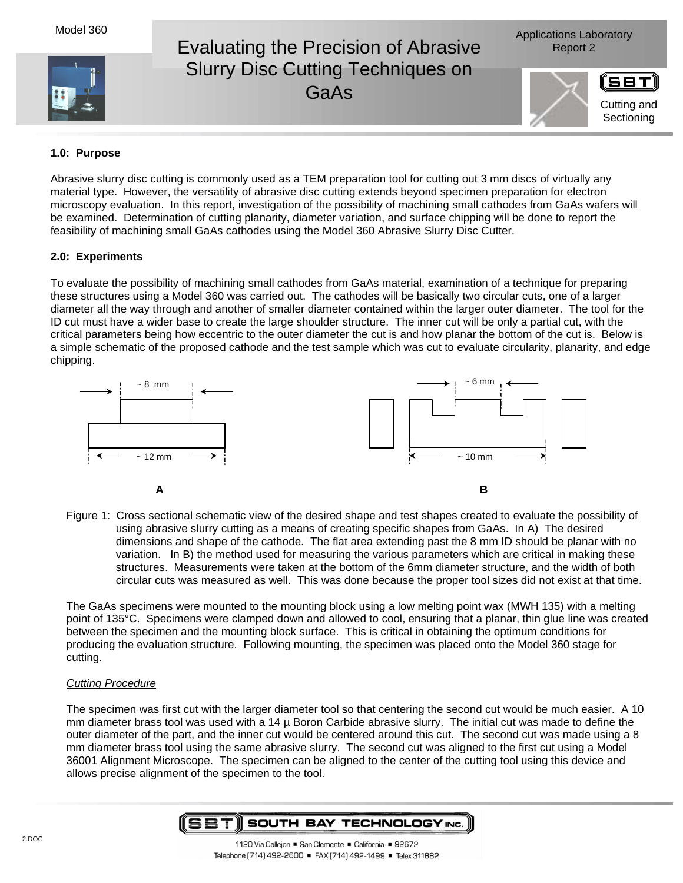# Evaluating the Precision of Abrasive Slurry Disc Cutting Techniques on GaAs

Model 360

Applications Laboratory Report 2

Cutting and Sectioning

### 1.0: Purpose

Abrasive slurry disc cutting is commonly used as a TEM preparation tool for cutting out 3 mm discs of virtually any material type. However, the versatility of abrasive disc cutting extends beyond specimen preparation for electron microscopy evaluation. In this report, investigation of the possibility of machining small cathodes from GaAs wafers will be examined. Determination of cutting planarity, diameter variation, and surface chipping will be done to report the feasibility of machining small GaAs cathodes using the Model 360 Abrasive Slurry Disc Cutter.

### 2.0: Experiments

To evaluate the possibility of machining small cathodes from GaAs material, examination of a technique for preparing these structures using a Model 360 was carried out. The cathodes will be basically two circular cuts, one of a larger diameter all the way through and another of smaller diameter contained within the larger outer diameter. The tool for the ID cut must have a wider base to create the large shoulder structure. The inner cut will be only a partial cut, with the critical parameters being how eccentric to the outer diameter the cut is and how planar the bottom of the cut is. Below is a simple schematic of the proposed cathode and the test sample which was cut to evaluate circularity, planarity, and edge chipping.

~ 8 mm

~ 12 mm

A

~ 6 mm

~ 10 mm

B

Figure 1: Cross sectional schematic view of the desired shape and test shapes created to evaluate the possibility of using abrasive slurry cutting as a means of creating specific shapes from GaAs. In A) The desired dimensions and shape of the cathode. The flat area extending past the 8 mm ID should be planar with no variation. In B) the method used for measuring the various parameters which are critical in making these structures. Measurements were taken at the bottom of the 6mm diameter structure, and the width of both circular cuts was measured as well. This was done because the proper tool sizes did not exist at that time.

The GaAs specimens were mounted to the mounting block using a low melting point wax (MWH 135) with a melting point of 135°C. Specimens were clamped down and allowed to cool, ensuring that a planar, thin glue line was created between the specimen and the mounting block surface. This is critical in obtaining the optimum conditions for producing the evaluation structure. Following mounting, the specimen was placed onto the Model 360 stage for cutting.

*Cutting Procedure*

The specimen was first cut with the larger diameter tool so that centering the second cut would be much easier. A 10 mm diameter brass tool was used with a 14 µ Boron Carbide abrasive slurry. The initial cut was made to define the outer diameter of the part, and the inner cut would be centered around this cut. The second cut was made using a 8 mm diameter brass tool using the same abrasive slurry. The second cut was aligned to the first cut using a Model 36001 Alignment Microscope. The specimen can be aligned to the center of the cutting tool using this device and allows precise alignment of the specimen to the tool.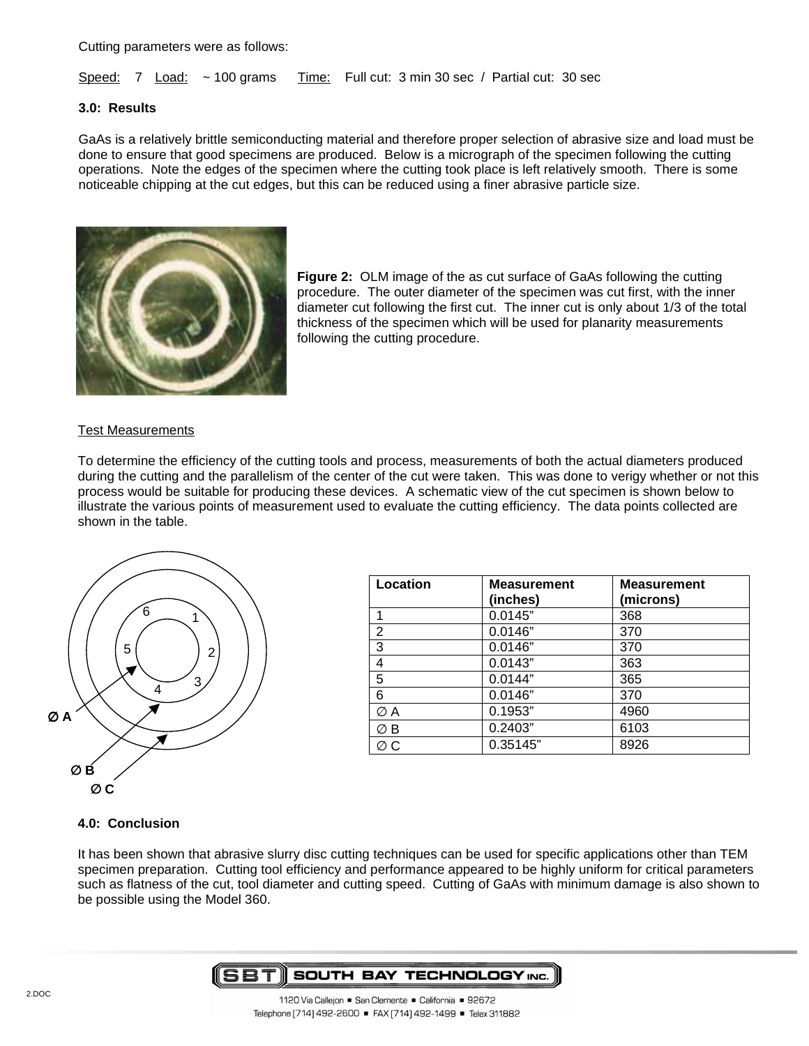Cutting parameters were as follows:

Speed: 7 Load: ~ 100 grams Time: Full cut: 3 min 30 sec / Partial cut: 30 sec

**3.0: Results**

GaAs is a relatively brittle semiconducting material and therefore proper selection of abrasive size and load must be done to ensure that good specimens are produced. Below is a micrograph of the specimen following the cutting operations. Note the edges of the specimen where the cutting took place is left relatively smooth. There is some noticeable chipping at the cut edges, but this can be reduced using a finer abrasive particle size.

**Figure 2:** OLM image of the as cut surface of GaAs following the cutting procedure. The outer diameter of the specimen was cut first, with the inner diameter cut following the first cut. The inner cut is only about 1/3 of the total thickness of the specimen which will be used for planarity measurements following the cutting procedure.

Test Measurements

To determine the efficiency of the cutting tools and process, measurements of both the actual diameters produced during the cutting and the parallelism of the center of the cut were taken. This was done to verigy whether or not this process would be suitable for producing these devices. A schematic view of the cut specimen is shown below to illustrate the various points of measurement used to evaluate the cutting efficiency. The data points collected are shown in the table.

6
1
5
2
4
3
Ø A
Ø B
Ø C

| Location | Measurement (inches) | Measurement (microns) |
|---|---|---|
| 1 | 0.0145" | 368 |
| 2 | 0.0146" | 370 |
| 3 | 0.0146" | 370 |
| 4 | 0.0143" | 363 |
| 5 | 0.0144" | 365 |
| 6 | 0.0146" | 370 |
| ∅ A | 0.1953" | 4960 |
| ∅ B | 0.2403" | 6103 |
| ∅ C | 0.35145" | 8926 |

**4.0: Conclusion**

It has been shown that abrasive slurry disc cutting techniques can be used for specific applications other than TEM specimen preparation. Cutting tool efficiency and performance appeared to be highly uniform for critical parameters such as flatness of the cut, tool diameter and cutting speed. Cutting of GaAs with minimum damage is also shown to be possible using the Model 360.

SBT SOUTH BAY TECHNOLOGY INC.

1120 Via Callejon ▪ San Clemente ▪ California ▪ 92672
Telephone [714] 492-2600 ▪ FAX [714] 492-1499 ▪ Telex 311882